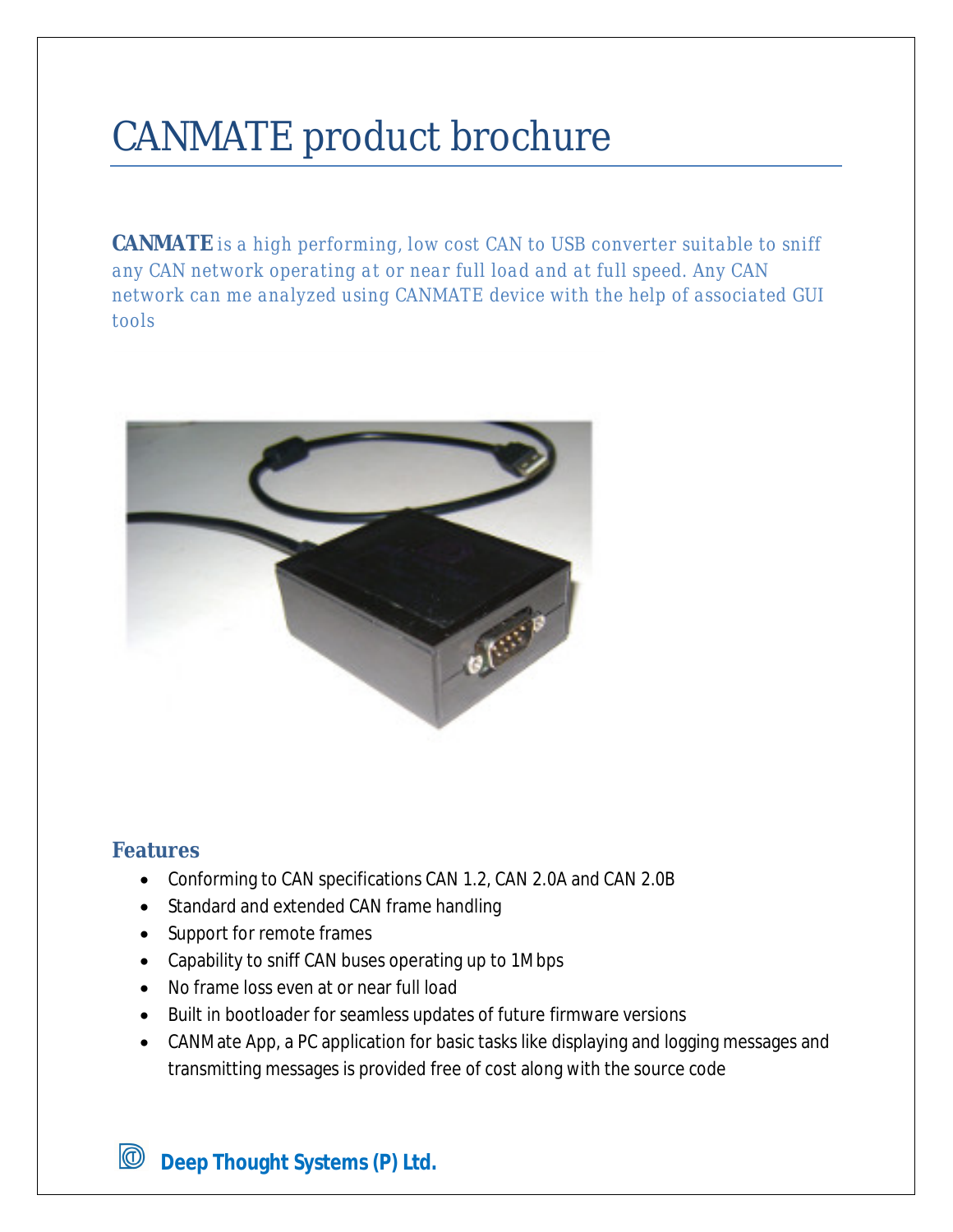# CANMATE product brochure

**CANMATE** is a high performing, low cost CAN to USB converter suitable to sniff any CAN network operating at or near full load and at full speed. Any CAN network can me analyzed using CANMATE device with the help of associated GUI tools

## Features

- Conforming to CAN specifications CAN 1.2, CAN 2.0A and CAN 2.0B
- Standard and extended CAN frame handling
- Support for remote frames
- Capability to sniff CAN buses operating up to 1Mbps
- No frame loss even at or near full load
- Built in bootloader for seamless updates of future firmware versions
- CANMate App, a PC application for basic tasks like displaying and logging messages and transmitting messages is provided free of cost along with the source code

**Deep Thought Systems (P) Ltd.**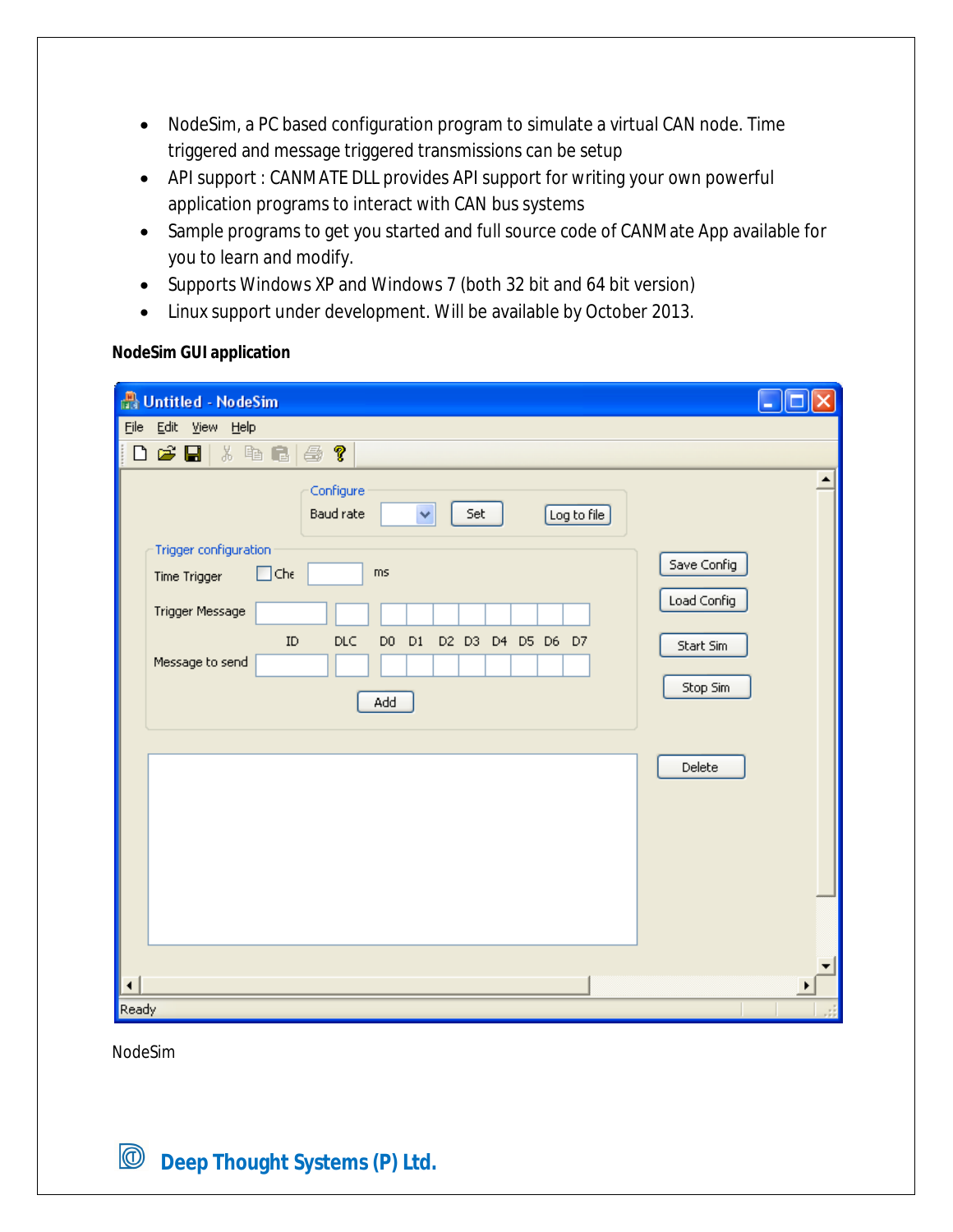- NodeSim, a PC based configuration program to simulate a virtual CAN node. Time triggered and message triggered transmissions can be setup
- API support : CANMATE DLL provides API support for writing your own powerful application programs to interact with CAN bus systems
- Sample programs to get you started and full source code of CANMate App available for you to learn and modify.
- Supports Windows XP and Windows 7 (both 32 bit and 64 bit version)
- Linux support under development. Will be available by October 2013.

**NodeSim GUI application**

NodeSim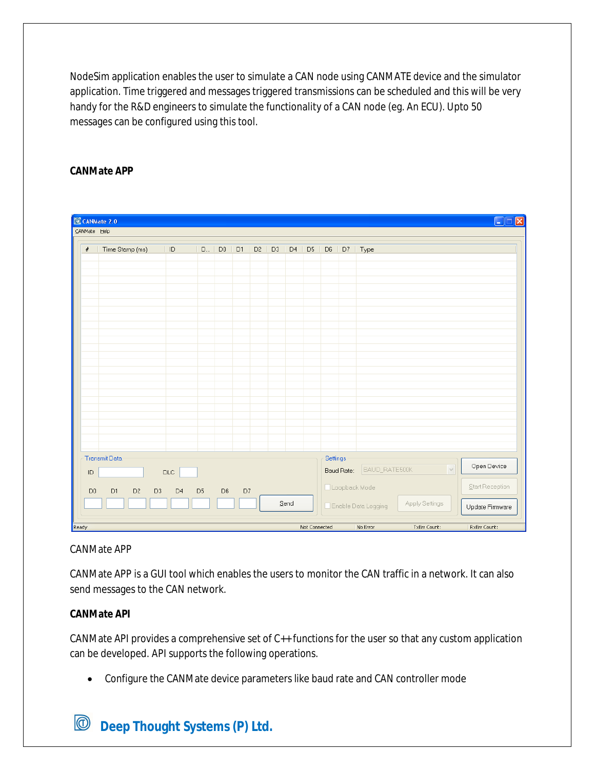NodeSim application enables the user to simulate a CAN node using CANMATE device and the simulator application. Time triggered and messages triggered transmissions can be scheduled and this will be very handy for the R&D engineers to simulate the functionality of a CAN node (eg. An ECU). Upto 50 messages can be configured using this tool.

**CANMate APP**

CANMate APP

CANMate APP is a GUI tool which enables the users to monitor the CAN traffic in a network. It can also send messages to the CAN network.

**CANMate API**

CANMate API provides a comprehensive set of C++ functions for the user so that any custom application can be developed. API supports the following operations.

- Configure the CANMate device parameters like baud rate and CAN controller mode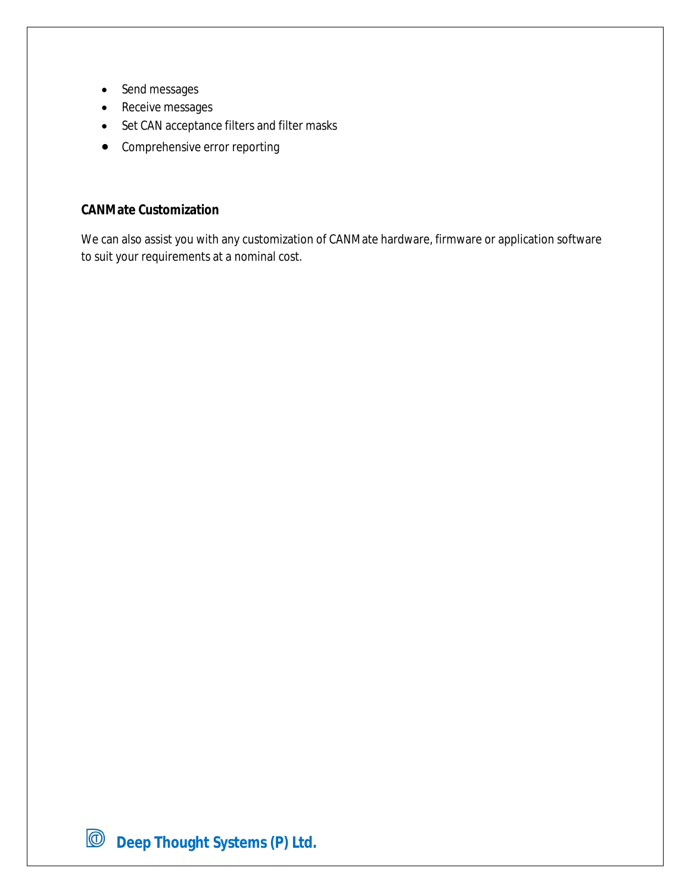- Send messages
- Receive messages
- Set CAN acceptance filters and filter masks
- Comprehensive error reporting

**CANMate Customization**

We can also assist you with any customization of CANMate hardware, firmware or application software to suit your requirements at a nominal cost.